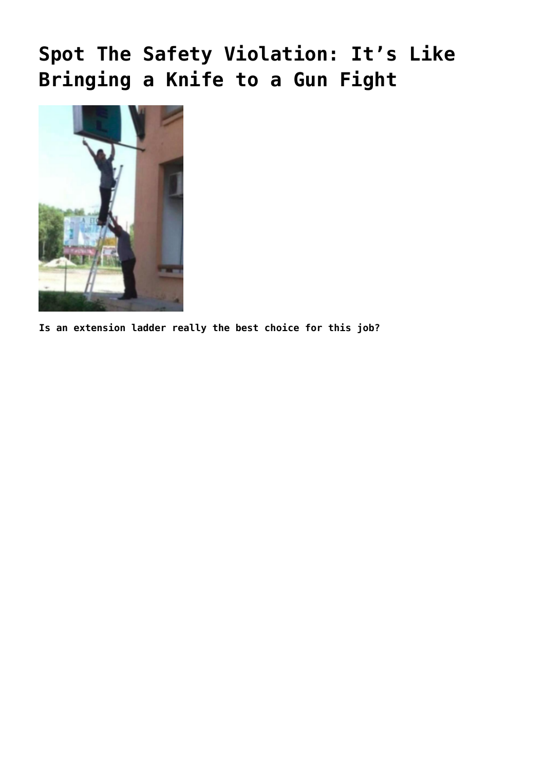# Spot The Safety Violation: It's Like Bringing a Knife to a Gun Fight

**Is an extension ladder really the best choice for this job?**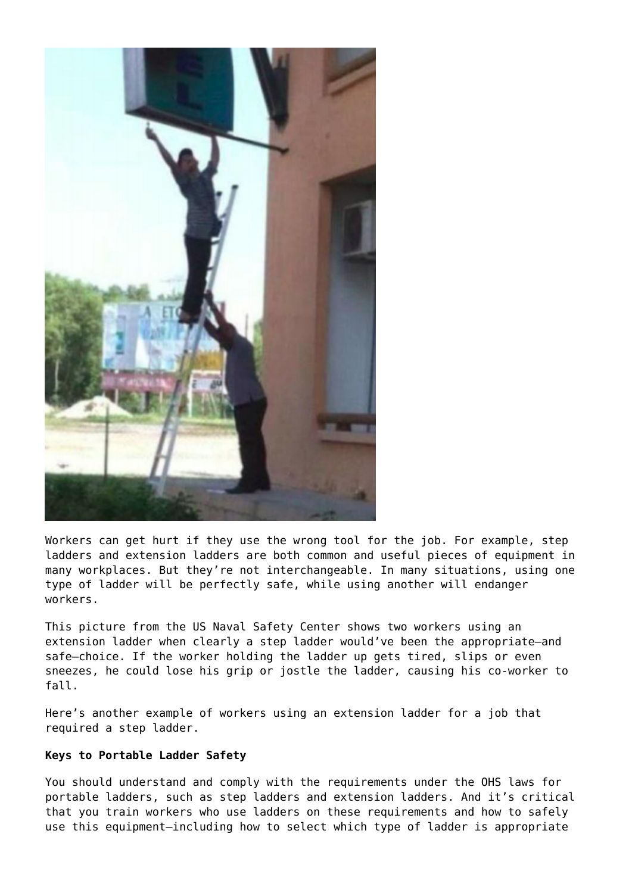Workers can get hurt if they use the wrong tool for the job. For example, step ladders and extension ladders are both common and useful pieces of equipment in many workplaces. But they're not interchangeable. In many situations, using one type of ladder will be perfectly safe, while using another will endanger workers.

This picture from the US Naval Safety Center shows two workers using an extension ladder when clearly a step ladder would've been the appropriate—and safe—choice. If the worker holding the ladder up gets tired, slips or even sneezes, he could lose his grip or jostle the ladder, causing his co-worker to fall.

Here's another example of workers using an extension ladder for a job that required a step ladder.

**Keys to Portable Ladder Safety**

You should understand and comply with the requirements under the OHS laws for portable ladders, such as step ladders and extension ladders. And it's critical that you train workers who use ladders on these requirements and how to safely use this equipment—including how to select which type of ladder is appropriate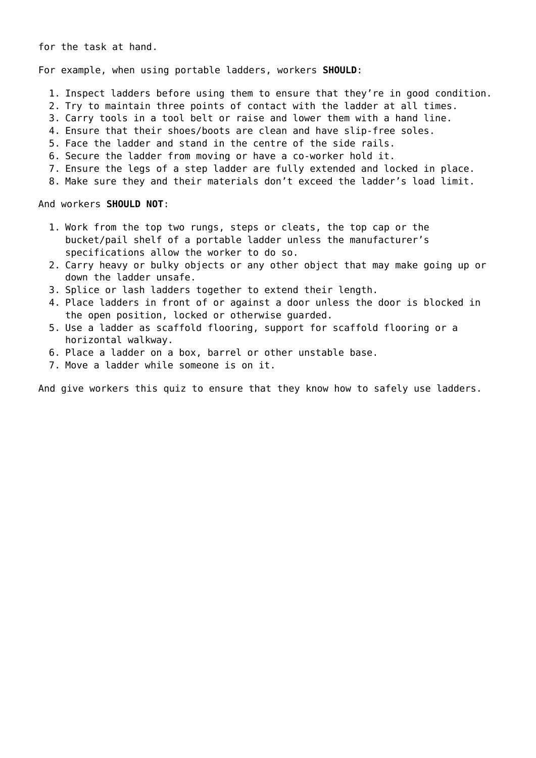for the task at hand.

For example, when using portable ladders, workers **SHOULD**:

1. Inspect ladders before using them to ensure that they're in good condition.
2. Try to maintain three points of contact with the ladder at all times.
3. Carry tools in a tool belt or raise and lower them with a hand line.
4. Ensure that their shoes/boots are clean and have slip-free soles.
5. Face the ladder and stand in the centre of the side rails.
6. Secure the ladder from moving or have a co-worker hold it.
7. Ensure the legs of a step ladder are fully extended and locked in place.
8. Make sure they and their materials don't exceed the ladder's load limit.

And workers **SHOULD NOT**:

1. Work from the top two rungs, steps or cleats, the top cap or the bucket/pail shelf of a portable ladder unless the manufacturer's specifications allow the worker to do so.
2. Carry heavy or bulky objects or any other object that may make going up or down the ladder unsafe.
3. Splice or lash ladders together to extend their length.
4. Place ladders in front of or against a door unless the door is blocked in the open position, locked or otherwise guarded.
5. Use a ladder as scaffold flooring, support for scaffold flooring or a horizontal walkway.
6. Place a ladder on a box, barrel or other unstable base.
7. Move a ladder while someone is on it.

And give workers this quiz to ensure that they know how to safely use ladders.